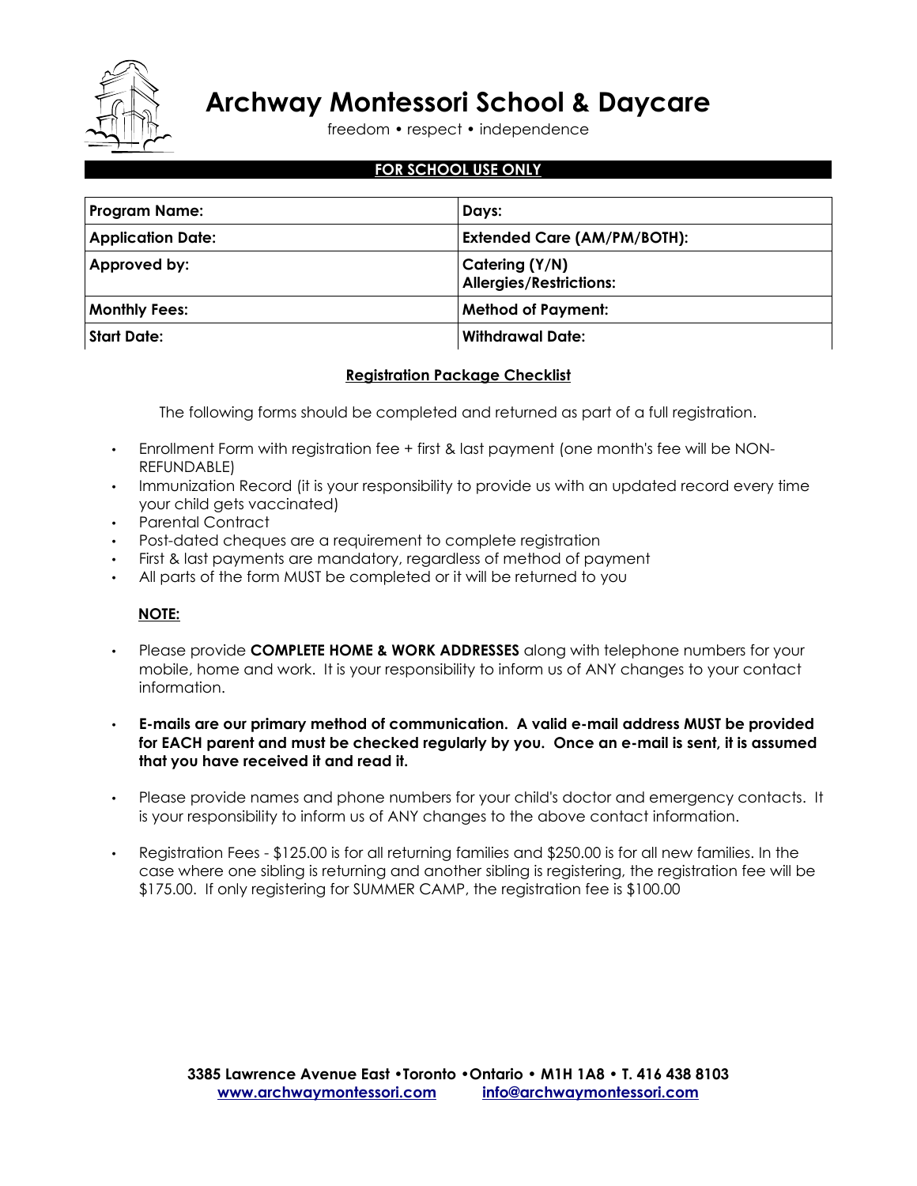# Archway Montessori School & Daycare

freedom • respect • independence

**FOR SCHOOL USE ONLY**

| | |
|---|---|
| **Program Name:** | **Days:** |
| **Application Date:** | **Extended Care (AM/PM/BOTH):** |
| **Approved by:** | **Catering (Y/N)**<br>**Allergies/Restrictions:** |
| **Monthly Fees:** | **Method of Payment:** |
| **Start Date:** | **Withdrawal Date:** |

## Registration Package Checklist

The following forms should be completed and returned as part of a full registration.

- Enrollment Form with registration fee + first & last payment (one month's fee will be NON-REFUNDABLE)
- Immunization Record (it is your responsibility to provide us with an updated record every time your child gets vaccinated)
- Parental Contract
- Post-dated cheques are a requirement to complete registration
- First & last payments are mandatory, regardless of method of payment
- All parts of the form MUST be completed or it will be returned to you

**NOTE:**

- Please provide **COMPLETE HOME & WORK ADDRESSES** along with telephone numbers for your mobile, home and work. It is your responsibility to inform us of ANY changes to your contact information.
- **E-mails are our primary method of communication. A valid e-mail address MUST be provided for EACH parent and must be checked regularly by you. Once an e-mail is sent, it is assumed that you have received it and read it.**
- Please provide names and phone numbers for your child's doctor and emergency contacts. It is your responsibility to inform us of ANY changes to the above contact information.
- Registration Fees - $125.00 is for all returning families and $250.00 is for all new families. In the case where one sibling is returning and another sibling is registering, the registration fee will be $175.00. If only registering for SUMMER CAMP, the registration fee is $100.00

**3385 Lawrence Avenue East •Toronto •Ontario • M1H 1A8 • T. 416 438 8103**
**www.archwaymontessori.com info@archwaymontessori.com**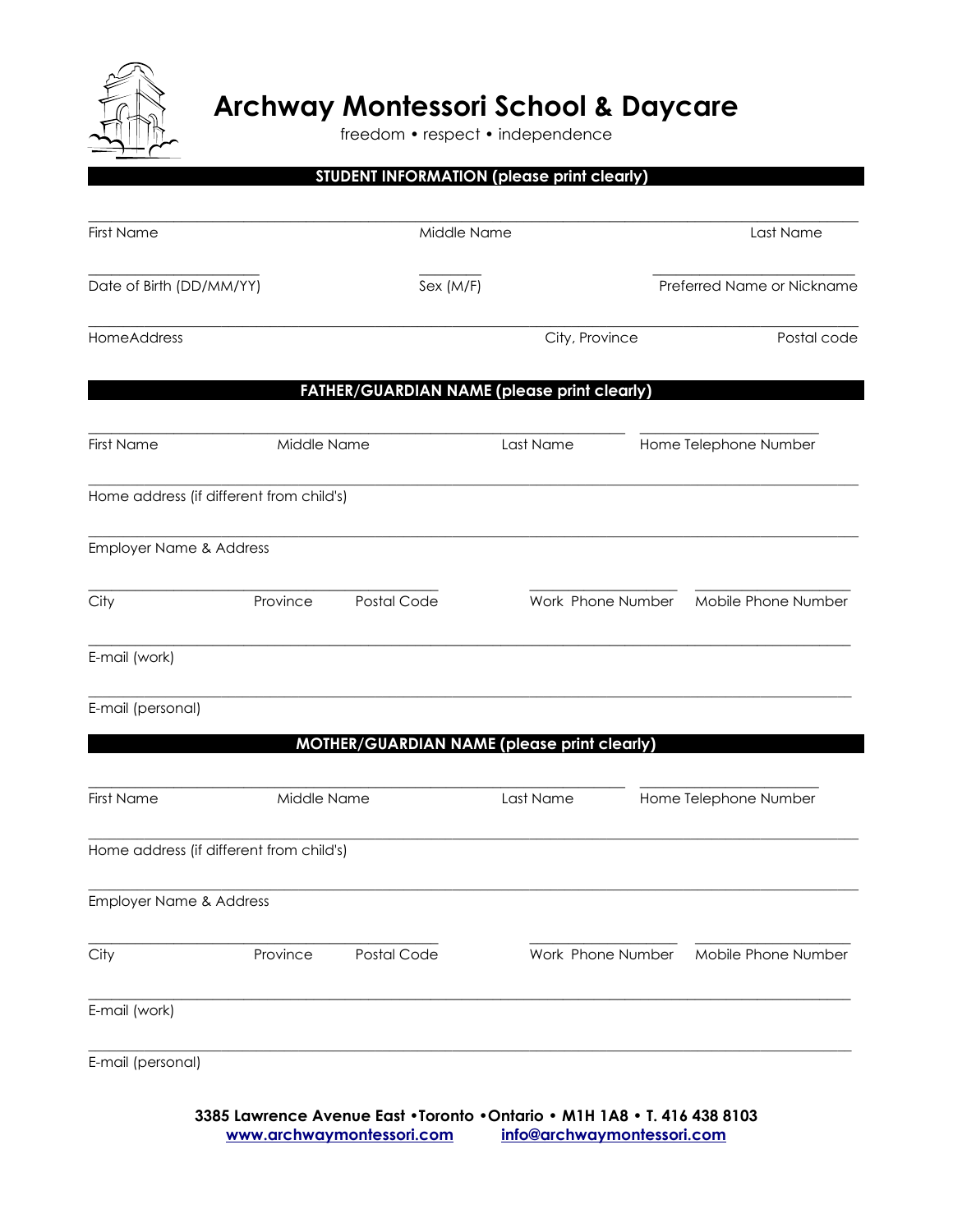# Archway Montessori School & Daycare

freedom • respect • independence

## STUDENT INFORMATION (please print clearly)

First Name ________ Middle Name ________ Last Name ________

Date of Birth (DD/MM/YY) ________ Sex (M/F) ________ Preferred Name or Nickname ________

HomeAddress ________ City, Province ________ Postal code ________

## FATHER/GUARDIAN NAME (please print clearly)

First Name ________ Middle Name ________ Last Name ________ Home Telephone Number ________

Home address (if different from child's) ________

Employer Name & Address ________

City ________ Province ________ Postal Code ________ Work Phone Number ________ Mobile Phone Number ________

E-mail (work) ________

E-mail (personal) ________

## MOTHER/GUARDIAN NAME (please print clearly)

First Name ________ Middle Name ________ Last Name ________ Home Telephone Number ________

Home address (if different from child's) ________

Employer Name & Address ________

City ________ Province ________ Postal Code ________ Work Phone Number ________ Mobile Phone Number ________

E-mail (work) ________

E-mail (personal) ________

**3385 Lawrence Avenue East •Toronto •Ontario • M1H 1A8 • T. 416 438 8103**
**www.archwaymontessori.com** **info@archwaymontessori.com**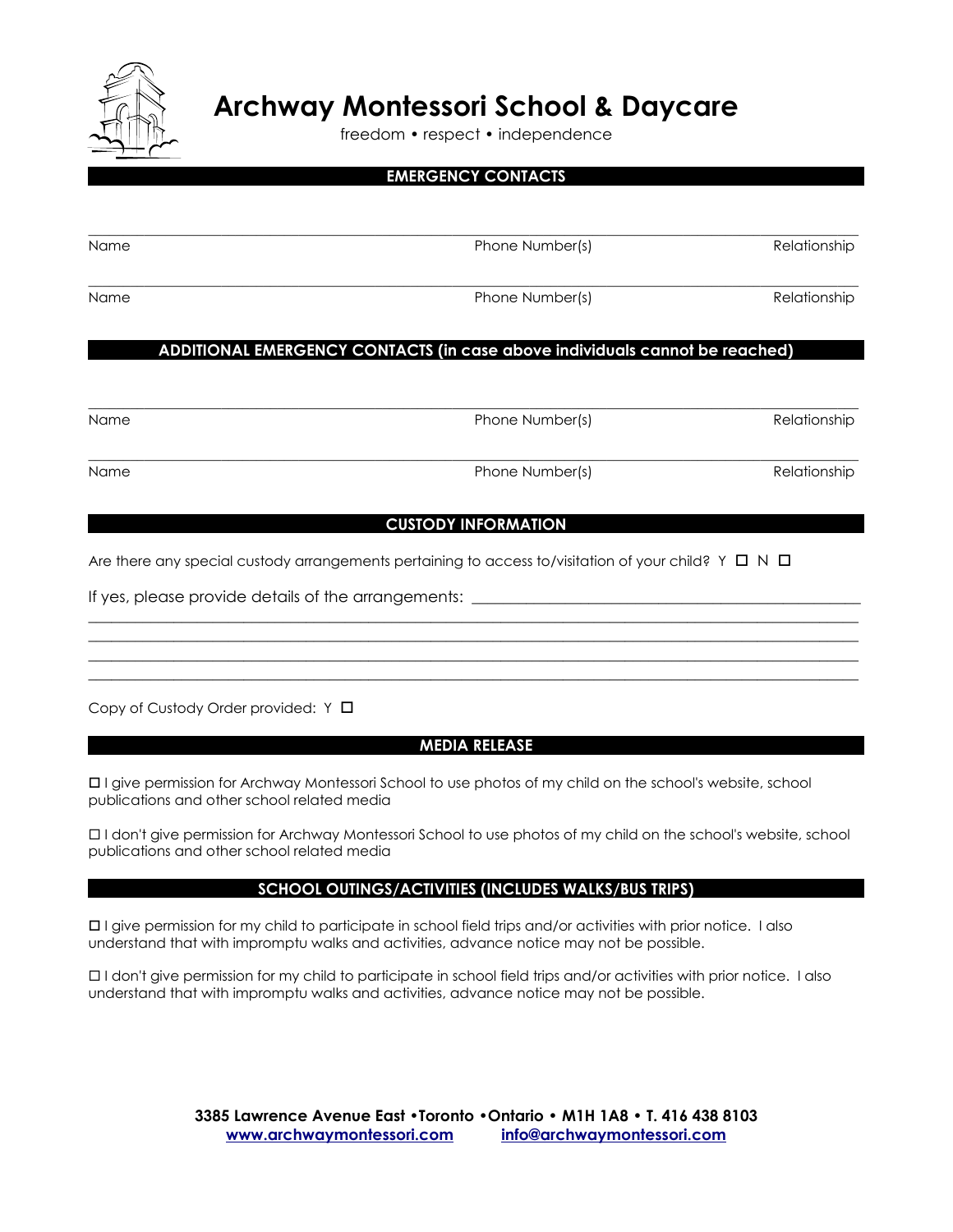# Archway Montessori School & Daycare

freedom • respect • independence

## EMERGENCY CONTACTS

\_\_\_\_\_\_\_\_\_\_\_\_\_\_\_\_\_\_\_\_\_\_\_\_\_\_\_\_\_\_\_\_\_\_\_\_\_\_\_\_\_\_\_\_\_\_\_\_\_\_\_\_\_\_\_\_\_\_\_\_\_\_\_\_\_\_\_\_\_\_\_\_\_\_\_\_\_\_

Name                                        Phone Number(s)                                        Relationship

\_\_\_\_\_\_\_\_\_\_\_\_\_\_\_\_\_\_\_\_\_\_\_\_\_\_\_\_\_\_\_\_\_\_\_\_\_\_\_\_\_\_\_\_\_\_\_\_\_\_\_\_\_\_\_\_\_\_\_\_\_\_\_\_\_\_\_\_\_\_\_\_\_\_\_\_\_\_

Name                                        Phone Number(s)                                        Relationship

## ADDITIONAL EMERGENCY CONTACTS (in case above individuals cannot be reached)

\_\_\_\_\_\_\_\_\_\_\_\_\_\_\_\_\_\_\_\_\_\_\_\_\_\_\_\_\_\_\_\_\_\_\_\_\_\_\_\_\_\_\_\_\_\_\_\_\_\_\_\_\_\_\_\_\_\_\_\_\_\_\_\_\_\_\_\_\_\_\_\_\_\_\_\_\_\_

Name                                        Phone Number(s)                                        Relationship

\_\_\_\_\_\_\_\_\_\_\_\_\_\_\_\_\_\_\_\_\_\_\_\_\_\_\_\_\_\_\_\_\_\_\_\_\_\_\_\_\_\_\_\_\_\_\_\_\_\_\_\_\_\_\_\_\_\_\_\_\_\_\_\_\_\_\_\_\_\_\_\_\_\_\_\_\_\_

Name                                        Phone Number(s)                                        Relationship

## CUSTODY INFORMATION

Are there any special custody arrangements pertaining to access to/visitation of your child? Y ☐ N ☐

If yes, please provide details of the arrangements: \_\_\_\_\_\_\_\_\_\_\_\_\_\_\_\_\_\_\_\_\_\_\_\_\_\_\_\_\_\_\_\_\_\_\_\_\_\_\_\_

\_\_\_\_\_\_\_\_\_\_\_\_\_\_\_\_\_\_\_\_\_\_\_\_\_\_\_\_\_\_\_\_\_\_\_\_\_\_\_\_\_\_\_\_\_\_\_\_\_\_\_\_\_\_\_\_\_\_\_\_\_\_\_\_\_\_\_\_\_\_\_\_\_\_\_\_\_\_

\_\_\_\_\_\_\_\_\_\_\_\_\_\_\_\_\_\_\_\_\_\_\_\_\_\_\_\_\_\_\_\_\_\_\_\_\_\_\_\_\_\_\_\_\_\_\_\_\_\_\_\_\_\_\_\_\_\_\_\_\_\_\_\_\_\_\_\_\_\_\_\_\_\_\_\_\_\_

\_\_\_\_\_\_\_\_\_\_\_\_\_\_\_\_\_\_\_\_\_\_\_\_\_\_\_\_\_\_\_\_\_\_\_\_\_\_\_\_\_\_\_\_\_\_\_\_\_\_\_\_\_\_\_\_\_\_\_\_\_\_\_\_\_\_\_\_\_\_\_\_\_\_\_\_\_\_

\_\_\_\_\_\_\_\_\_\_\_\_\_\_\_\_\_\_\_\_\_\_\_\_\_\_\_\_\_\_\_\_\_\_\_\_\_\_\_\_\_\_\_\_\_\_\_\_\_\_\_\_\_\_\_\_\_\_\_\_\_\_\_\_\_\_\_\_\_\_\_\_\_\_\_\_\_\_

Copy of Custody Order provided: Y ☐

## MEDIA RELEASE

☐ I give permission for Archway Montessori School to use photos of my child on the school's website, school publications and other school related media

☐ I don't give permission for Archway Montessori School to use photos of my child on the school's website, school publications and other school related media

## SCHOOL OUTINGS/ACTIVITIES (INCLUDES WALKS/BUS TRIPS)

☐ I give permission for my child to participate in school field trips and/or activities with prior notice. I also understand that with impromptu walks and activities, advance notice may not be possible.

☐ I don't give permission for my child to participate in school field trips and/or activities with prior notice. I also understand that with impromptu walks and activities, advance notice may not be possible.

**3385 Lawrence Avenue East •Toronto •Ontario • M1H 1A8 • T. 416 438 8103**
**www.archwaymontessori.com** **info@archwaymontessori.com**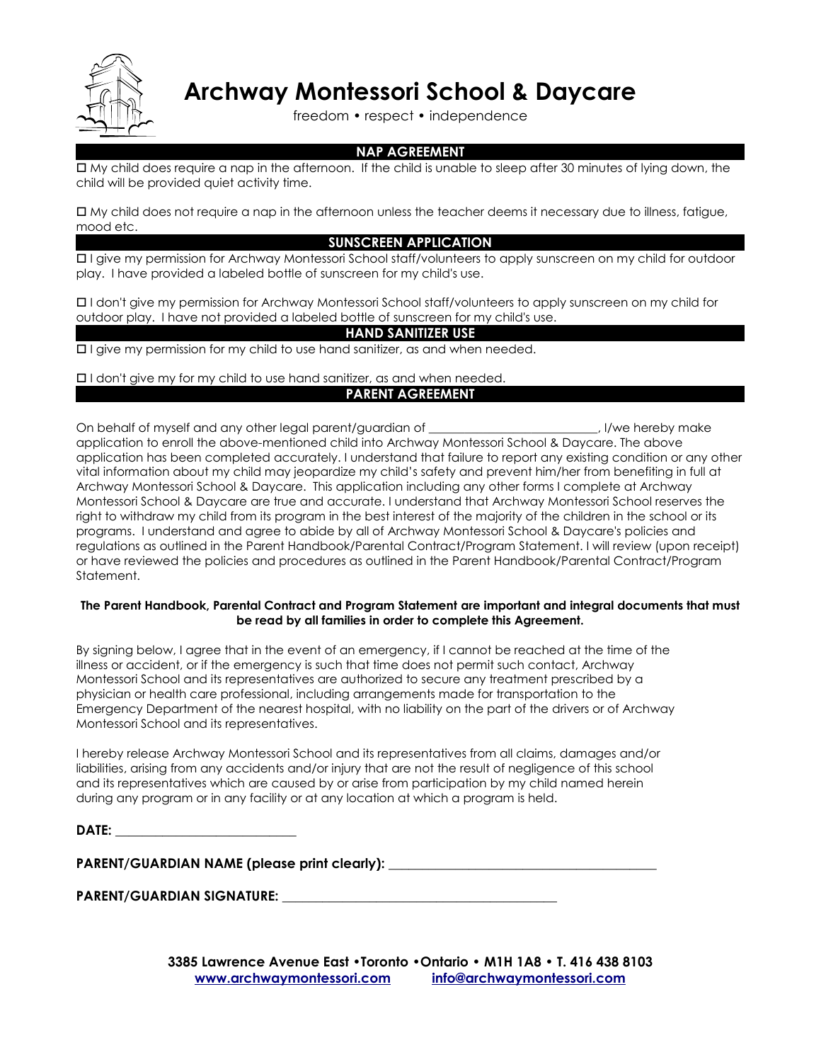# Archway Montessori School & Daycare

freedom • respect • independence

## NAP AGREEMENT

☐ My child does require a nap in the afternoon. If the child is unable to sleep after 30 minutes of lying down, the child will be provided quiet activity time.

☐ My child does not require a nap in the afternoon unless the teacher deems it necessary due to illness, fatigue, mood etc.

## SUNSCREEN APPLICATION

☐ I give my permission for Archway Montessori School staff/volunteers to apply sunscreen on my child for outdoor play. I have provided a labeled bottle of sunscreen for my child's use.

☐ I don't give my permission for Archway Montessori School staff/volunteers to apply sunscreen on my child for outdoor play. I have not provided a labeled bottle of sunscreen for my child's use.

## HAND SANITIZER USE

☐ I give my permission for my child to use hand sanitizer, as and when needed.

☐ I don't give my for my child to use hand sanitizer, as and when needed.

## PARENT AGREEMENT

On behalf of myself and any other legal parent/guardian of ___________________________, I/we hereby make application to enroll the above-mentioned child into Archway Montessori School & Daycare. The above application has been completed accurately. I understand that failure to report any existing condition or any other vital information about my child may jeopardize my child's safety and prevent him/her from benefiting in full at Archway Montessori School & Daycare. This application including any other forms I complete at Archway Montessori School & Daycare are true and accurate. I understand that Archway Montessori School reserves the right to withdraw my child from its program in the best interest of the majority of the children in the school or its programs. I understand and agree to abide by all of Archway Montessori School & Daycare's policies and regulations as outlined in the Parent Handbook/Parental Contract/Program Statement. I will review (upon receipt) or have reviewed the policies and procedures as outlined in the Parent Handbook/Parental Contract/Program Statement.

**The Parent Handbook, Parental Contract and Program Statement are important and integral documents that must be read by all families in order to complete this Agreement.**

By signing below, I agree that in the event of an emergency, if I cannot be reached at the time of the illness or accident, or if the emergency is such that time does not permit such contact, Archway Montessori School and its representatives are authorized to secure any treatment prescribed by a physician or health care professional, including arrangements made for transportation to the Emergency Department of the nearest hospital, with no liability on the part of the drivers or of Archway Montessori School and its representatives.

I hereby release Archway Montessori School and its representatives from all claims, damages and/or liabilities, arising from any accidents and/or injury that are not the result of negligence of this school and its representatives which are caused by or arise from participation by my child named herein during any program or in any facility or at any location at which a program is held.

**DATE:** ___________________________

**PARENT/GUARDIAN NAME (please print clearly):** ________________________________________

**PARENT/GUARDIAN SIGNATURE:** ________________________________________

**3385 Lawrence Avenue East •Toronto •Ontario • M1H 1A8 • T. 416 438 8103**
**www.archwaymontessori.com** **info@archwaymontessori.com**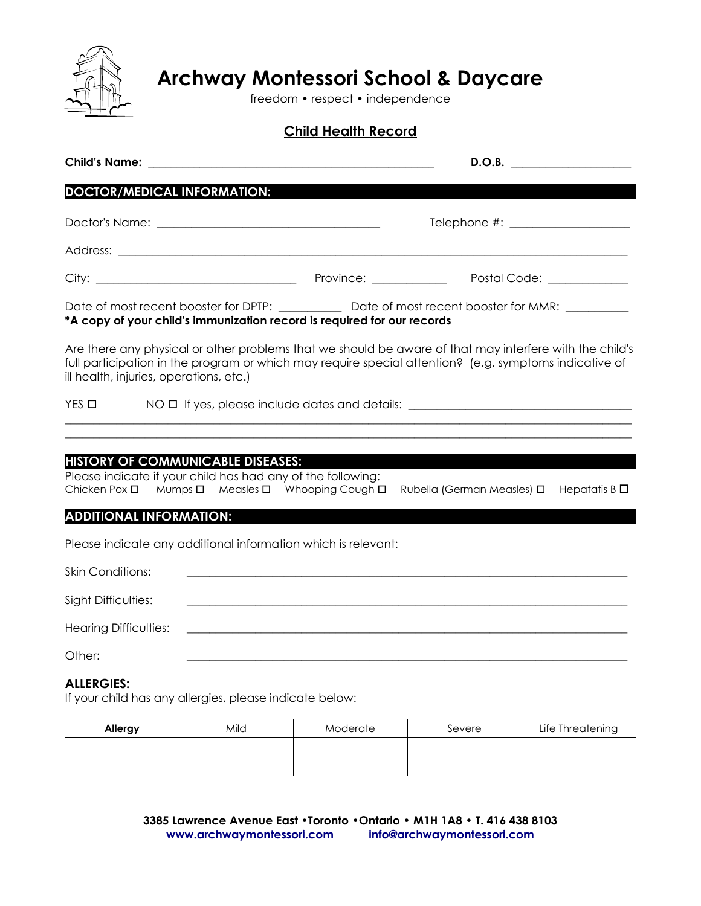# Archway Montessori School & Daycare

freedom • respect • independence

## Child Health Record

**Child's Name:** ______________________________ **D.O.B.** ____________

## DOCTOR/MEDICAL INFORMATION:

Doctor's Name: ______________________________ Telephone #: ____________

Address: ____________________________________________________________

City: ______________________ Province: __________ Postal Code: __________

Date of most recent booster for DPTP: __________ Date of most recent booster for MMR: __________

**\*A copy of your child's immunization record is required for our records**

Are there any physical or other problems that we should be aware of that may interfere with the child's full participation in the program or which may require special attention? (e.g. symptoms indicative of ill health, injuries, operations, etc.)

YES ☐ NO ☐ If yes, please include dates and details: ______________________________

____________________________________________________________

____________________________________________________________

## HISTORY OF COMMUNICABLE DISEASES:

Please indicate if your child has had any of the following:

Chicken Pox ☐ Mumps ☐ Measles ☐ Whooping Cough ☐ Rubella (German Measles) ☐ Hepatatis B ☐

## ADDITIONAL INFORMATION:

Please indicate any additional information which is relevant:

Skin Conditions: ____________________________________________________________

Sight Difficulties: ____________________________________________________________

Hearing Difficulties: ____________________________________________________________

Other: ____________________________________________________________

**ALLERGIES:**

If your child has any allergies, please indicate below:

| **Allergy** | Mild | Moderate | Severe | Life Threatening |
| --- | --- | --- | --- | --- |
| | | | | |
| | | | | |

**3385 Lawrence Avenue East •Toronto •Ontario • M1H 1A8 • T. 416 438 8103**

**www.archwaymontessori.com** **info@archwaymontessori.com**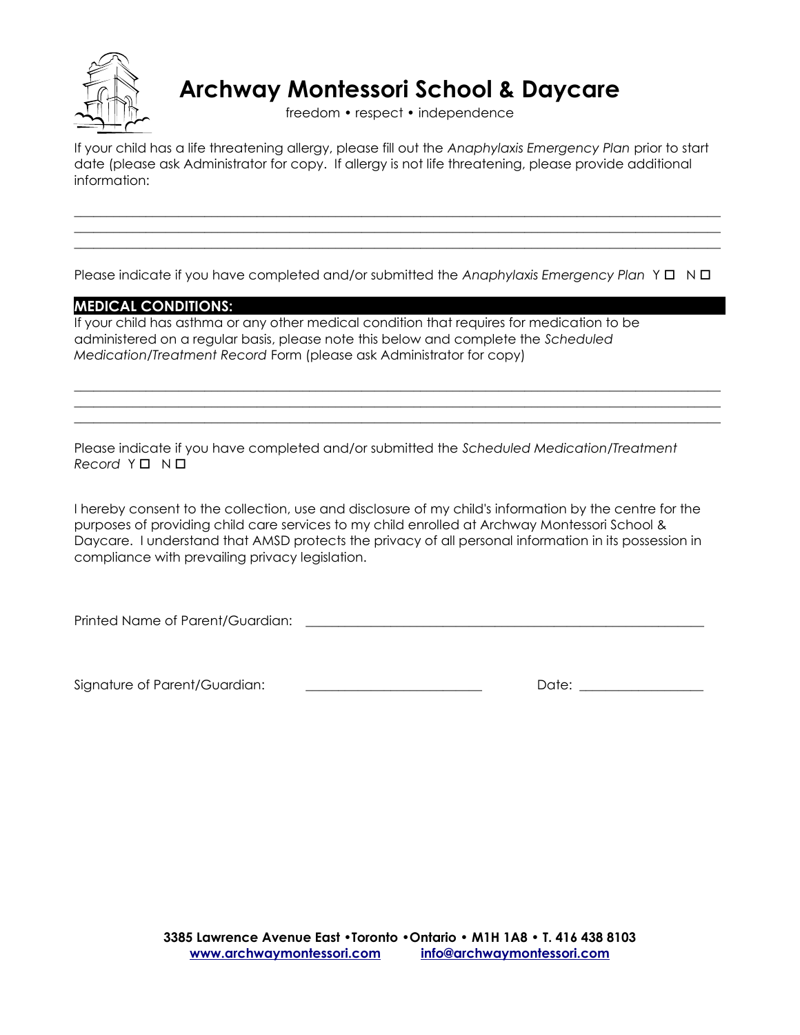# Archway Montessori School & Daycare

freedom • respect • independence

If your child has a life threatening allergy, please fill out the *Anaphylaxis Emergency Plan* prior to start date (please ask Administrator for copy. If allergy is not life threatening, please provide additional information:

\_\_\_\_\_\_\_\_\_\_\_\_\_\_\_\_\_\_\_\_\_\_\_\_\_\_\_\_\_\_\_\_\_\_\_\_\_\_\_\_\_\_\_\_\_\_\_\_\_\_\_\_\_\_\_\_\_\_\_\_\_\_\_\_\_\_\_\_\_\_\_\_\_\_\_\_\_\_\_\_\_\_\_\_\_\_\_\_\_\_
\_\_\_\_\_\_\_\_\_\_\_\_\_\_\_\_\_\_\_\_\_\_\_\_\_\_\_\_\_\_\_\_\_\_\_\_\_\_\_\_\_\_\_\_\_\_\_\_\_\_\_\_\_\_\_\_\_\_\_\_\_\_\_\_\_\_\_\_\_\_\_\_\_\_\_\_\_\_\_\_\_\_\_\_\_\_\_\_\_\_
\_\_\_\_\_\_\_\_\_\_\_\_\_\_\_\_\_\_\_\_\_\_\_\_\_\_\_\_\_\_\_\_\_\_\_\_\_\_\_\_\_\_\_\_\_\_\_\_\_\_\_\_\_\_\_\_\_\_\_\_\_\_\_\_\_\_\_\_\_\_\_\_\_\_\_\_\_\_\_\_\_\_\_\_\_\_\_\_\_\_

Please indicate if you have completed and/or submitted the *Anaphylaxis Emergency Plan* Y ☐ N ☐

## MEDICAL CONDITIONS:

If your child has asthma or any other medical condition that requires for medication to be administered on a regular basis, please note this below and complete the *Scheduled Medication/Treatment Record* Form (please ask Administrator for copy)

\_\_\_\_\_\_\_\_\_\_\_\_\_\_\_\_\_\_\_\_\_\_\_\_\_\_\_\_\_\_\_\_\_\_\_\_\_\_\_\_\_\_\_\_\_\_\_\_\_\_\_\_\_\_\_\_\_\_\_\_\_\_\_\_\_\_\_\_\_\_\_\_\_\_\_\_\_\_\_\_\_\_\_\_\_\_\_\_\_\_
\_\_\_\_\_\_\_\_\_\_\_\_\_\_\_\_\_\_\_\_\_\_\_\_\_\_\_\_\_\_\_\_\_\_\_\_\_\_\_\_\_\_\_\_\_\_\_\_\_\_\_\_\_\_\_\_\_\_\_\_\_\_\_\_\_\_\_\_\_\_\_\_\_\_\_\_\_\_\_\_\_\_\_\_\_\_\_\_\_\_
\_\_\_\_\_\_\_\_\_\_\_\_\_\_\_\_\_\_\_\_\_\_\_\_\_\_\_\_\_\_\_\_\_\_\_\_\_\_\_\_\_\_\_\_\_\_\_\_\_\_\_\_\_\_\_\_\_\_\_\_\_\_\_\_\_\_\_\_\_\_\_\_\_\_\_\_\_\_\_\_\_\_\_\_\_\_\_\_\_\_

Please indicate if you have completed and/or submitted the *Scheduled Medication/Treatment Record* Y ☐ N ☐

I hereby consent to the collection, use and disclosure of my child's information by the centre for the purposes of providing child care services to my child enrolled at Archway Montessori School & Daycare. I understand that AMSD protects the privacy of all personal information in its possession in compliance with prevailing privacy legislation.

Printed Name of Parent/Guardian: \_\_\_\_\_\_\_\_\_\_\_\_\_\_\_\_\_\_\_\_\_\_\_\_\_\_\_\_\_\_\_\_\_\_\_\_\_\_\_\_\_\_\_\_\_\_\_\_\_\_\_\_\_\_\_\_\_\_\_\_

Signature of Parent/Guardian: \_\_\_\_\_\_\_\_\_\_\_\_\_\_\_\_\_\_\_\_\_\_\_\_\_\_\_\_ Date: \_\_\_\_\_\_\_\_\_\_\_\_\_\_\_\_\_\_\_\_

**3385 Lawrence Avenue East •Toronto •Ontario • M1H 1A8 • T. 416 438 8103**
**www.archwaymontessori.com info@archwaymontessori.com**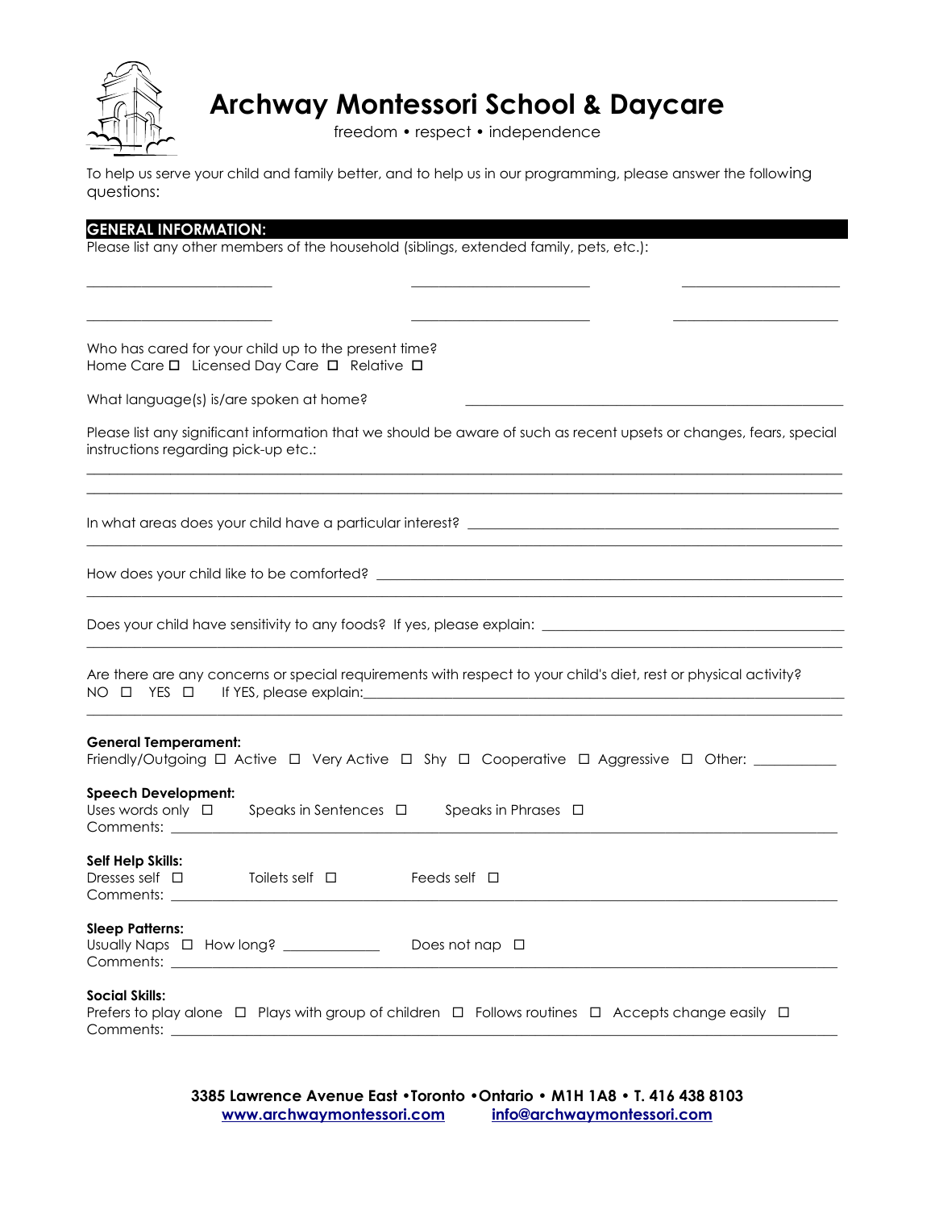# Archway Montessori School & Daycare

freedom • respect • independence

To help us serve your child and family better, and to help us in our programming, please answer the following questions:

## GENERAL INFORMATION:

Please list any other members of the household (siblings, extended family, pets, etc.):

___________________________ ___________________________ ___________________________

___________________________ ___________________________ ___________________________

Who has cared for your child up to the present time?
Home Care ☐ Licensed Day Care ☐ Relative ☐

What language(s) is/are spoken at home? ___________________________________________

Please list any significant information that we should be aware of such as recent upsets or changes, fears, special instructions regarding pick-up etc.:

_____________________________________________________________________________

_____________________________________________________________________________

In what areas does your child have a particular interest? ___________________________________

_____________________________________________________________________________

How does your child like to be comforted? ______________________________________________

_____________________________________________________________________________

Does your child have sensitivity to any foods? If yes, please explain: ___________________________

_____________________________________________________________________________

Are there are any concerns or special requirements with respect to your child's diet, rest or physical activity?
NO ☐ YES ☐ If YES, please explain:_____________________________________________

_____________________________________________________________________________

**General Temperament:**
Friendly/Outgoing ☐ Active ☐ Very Active ☐ Shy ☐ Cooperative ☐ Aggressive ☐ Other: ___________

**Speech Development:**
Uses words only ☐ Speaks in Sentences ☐ Speaks in Phrases ☐
Comments: ________________________________________________________________________

**Self Help Skills:**
Dresses self ☐ Toilets self ☐ Feeds self ☐
Comments: ________________________________________________________________________

**Sleep Patterns:**
Usually Naps ☐ How long? _____________ Does not nap ☐
Comments: ________________________________________________________________________

**Social Skills:**
Prefers to play alone ☐ Plays with group of children ☐ Follows routines ☐ Accepts change easily ☐
Comments: ________________________________________________________________________

**3385 Lawrence Avenue East •Toronto •Ontario • M1H 1A8 • T. 416 438 8103**
**www.archwaymontessori.com info@archwaymontessori.com**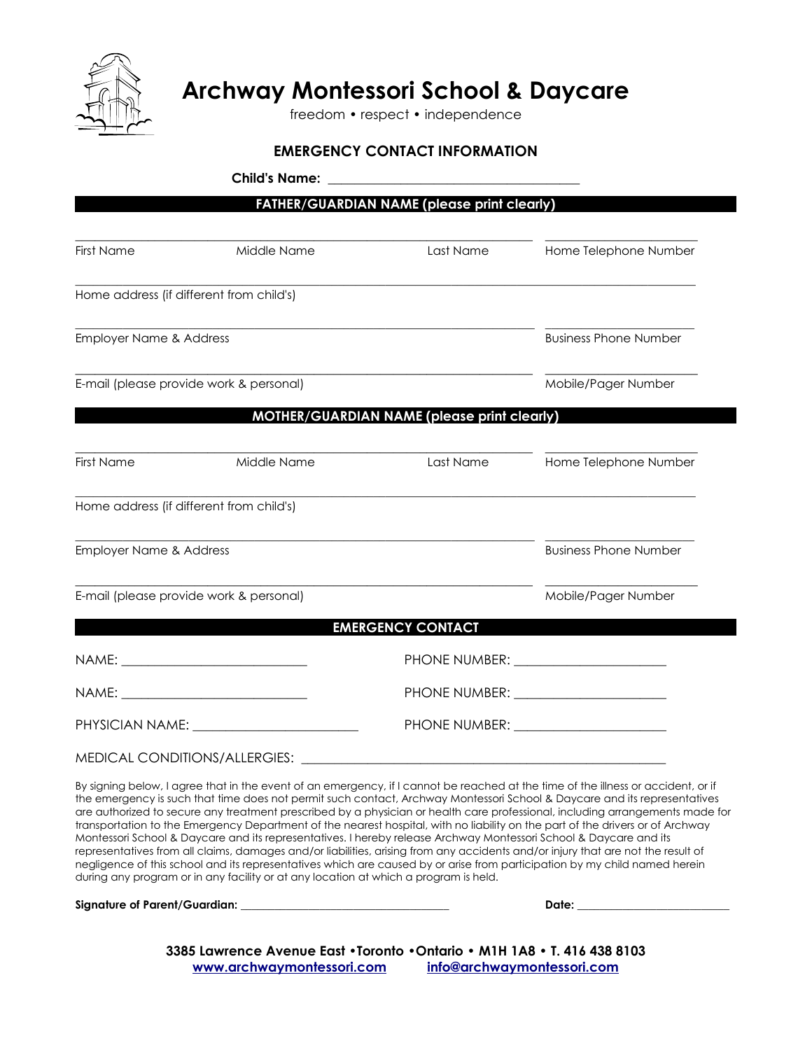# Archway Montessori School & Daycare

freedom • respect • independence

## EMERGENCY CONTACT INFORMATION

**Child's Name:** ______________________________________

### FATHER/GUARDIAN NAME (please print clearly)

First Name ______ Middle Name ______ Last Name ______ Home Telephone Number ______

Home address (if different from child's) ______________________________

Employer Name & Address ______________________________ Business Phone Number ______

E-mail (please provide work & personal) ______________________________ Mobile/Pager Number ______

### MOTHER/GUARDIAN NAME (please print clearly)

First Name ______ Middle Name ______ Last Name ______ Home Telephone Number ______

Home address (if different from child's) ______________________________

Employer Name & Address ______________________________ Business Phone Number ______

E-mail (please provide work & personal) ______________________________ Mobile/Pager Number ______

### EMERGENCY CONTACT

NAME: ____________________________ PHONE NUMBER: ______________________

NAME: ____________________________ PHONE NUMBER: ______________________

PHYSICIAN NAME: _________________________ PHONE NUMBER: ______________________

MEDICAL CONDITIONS/ALLERGIES: ________________________________________________________

By signing below, I agree that in the event of an emergency, if I cannot be reached at the time of the illness or accident, or if the emergency is such that time does not permit such contact, Archway Montessori School & Daycare and its representatives are authorized to secure any treatment prescribed by a physician or health care professional, including arrangements made for transportation to the Emergency Department of the nearest hospital, with no liability on the part of the drivers or of Archway Montessori School & Daycare and its representatives. I hereby release Archway Montessori School & Daycare and its representatives from all claims, damages and/or liabilities, arising from any accidents and/or injury that are not the result of negligence of this school and its representatives which are caused by or arise from participation by my child named herein during any program or in any facility or at any location at which a program is held.

**Signature of Parent/Guardian:** _____________________________________ **Date:** __________________________

**3385 Lawrence Avenue East •Toronto •Ontario • M1H 1A8 • T. 416 438 8103**
**www.archwaymontessori.com** **info@archwaymontessori.com**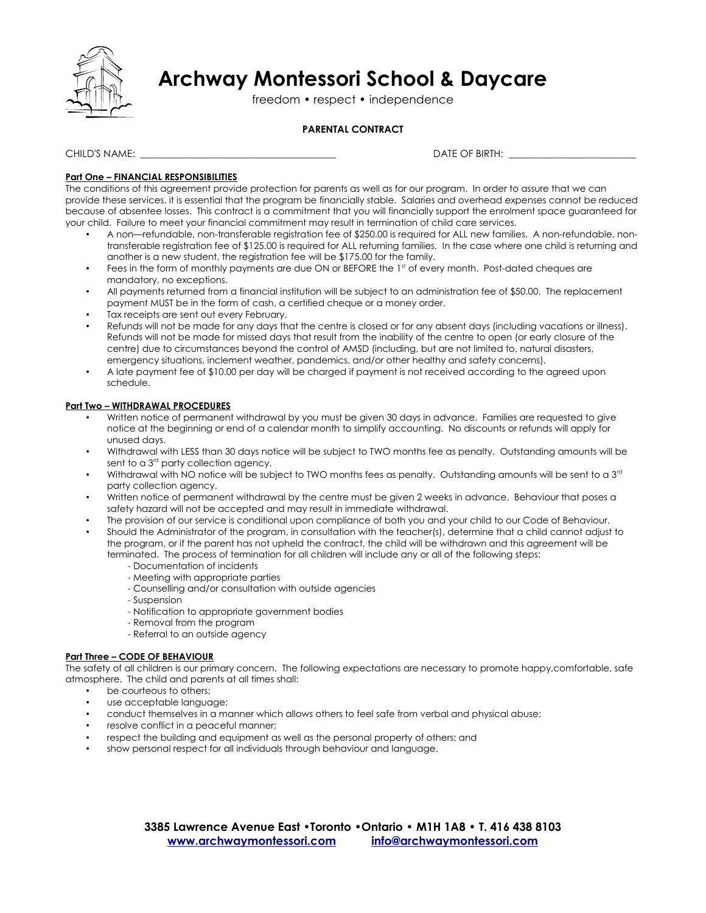# Archway Montessori School & Daycare

freedom • respect • independence

**PARENTAL CONTRACT**

CHILD'S NAME: ______________________________________ DATE OF BIRTH: ________________________

**Part One – FINANCIAL RESPONSIBILITIES**

The conditions of this agreement provide protection for parents as well as for our program. In order to assure that we can provide these services, it is essential that the program be financially stable. Salaries and overhead expenses cannot be reduced because of absentee losses. This contract is a commitment that you will financially support the enrolment space guaranteed for your child. Failure to meet your financial commitment may result in termination of child care services.

- A non—refundable, non-transferable registration fee of $250.00 is required for ALL new families. A non-refundable, non-transferable registration fee of $125.00 is required for ALL returning families. In the case where one child is returning and another is a new student, the registration fee will be $175.00 for the family.
- Fees in the form of monthly payments are due ON or BEFORE the 1st of every month. Post-dated cheques are mandatory, no exceptions.
- All payments returned from a financial institution will be subject to an administration fee of $50.00. The replacement payment MUST be in the form of cash, a certified cheque or a money order.
- Tax receipts are sent out every February.
- Refunds will not be made for any days that the centre is closed or for any absent days (including vacations or illness). Refunds will not be made for missed days that result from the inability of the centre to open (or early closure of the centre) due to circumstances beyond the control of AMSD (including, but are not limited to, natural disasters, emergency situations, inclement weather, pandemics, and/or other healthy and safety concerns).
- A late payment fee of $10.00 per day will be charged if payment is not received according to the agreed upon schedule.

**Part Two – WITHDRAWAL PROCEDURES**

- Written notice of permanent withdrawal by you must be given 30 days in advance. Families are requested to give notice at the beginning or end of a calendar month to simplify accounting. No discounts or refunds will apply for unused days.
- Withdrawal with LESS than 30 days notice will be subject to TWO months fee as penalty. Outstanding amounts will be sent to a 3rd party collection agency.
- Withdrawal with NO notice will be subject to TWO months fees as penalty. Outstanding amounts will be sent to a 3rd party collection agency.
- Written notice of permanent withdrawal by the centre must be given 2 weeks in advance. Behaviour that poses a safety hazard will not be accepted and may result in immediate withdrawal.
- The provision of our service is conditional upon compliance of both you and your child to our Code of Behaviour.
- Should the Administrator of the program, in consultation with the teacher(s), determine that a child cannot adjust to the program, or if the parent has not upheld the contract, the child will be withdrawn and this agreement will be terminated. The process of termination for all children will include any or all of the following steps:
  - Documentation of incidents
  - Meeting with appropriate parties
  - Counselling and/or consultation with outside agencies
  - Suspension
  - Notification to appropriate government bodies
  - Removal from the program
  - Referral to an outside agency

**Part Three – CODE OF BEHAVIOUR**

The safety of all children is our primary concern. The following expectations are necessary to promote happy,comfortable, safe atmosphere. The child and parents at all times shall:

- be courteous to others;
- use acceptable language;
- conduct themselves in a manner which allows others to feel safe from verbal and physical abuse;
- resolve conflict in a peaceful manner;
- respect the building and equipment as well as the personal property of others; and
- show personal respect for all individuals through behaviour and language.

**3385 Lawrence Avenue East •Toronto •Ontario • M1H 1A8 • T. 416 438 8103**
**www.archwaymontessori.com info@archwaymontessori.com**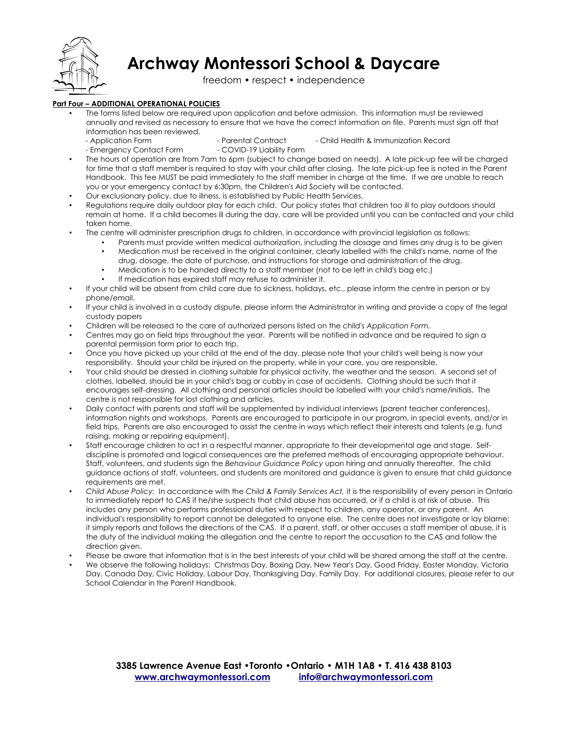# Archway Montessori School & Daycare

freedom • respect • independence

**Part Four – ADDITIONAL OPERATIONAL POLICIES**

- The forms listed below are required upon application and before admission. This information must be reviewed annually and revised as necessary to ensure that we have the correct information on file. Parents must sign off that information has been reviewed.
  - Application Form
  - Parental Contract
  - Child Health & Immunization Record
  - Emergency Contact Form
  - COVID-19 Liability Form
- The hours of operation are from 7am to 6pm (subject to change based on needs). A late pick-up fee will be charged for time that a staff member is required to stay with your child after closing. The late pick-up fee is noted in the Parent Handbook. This fee MUST be paid immediately to the staff member in charge at the time. If we are unable to reach you or your emergency contact by 6:30pm, the Children's Aid Society will be contacted.
- Our exclusionary policy, due to illness, is established by Public Health Services.
- Regulations require daily outdoor play for each child. Our policy states that children too ill to play outdoors should remain at home. If a child becomes ill during the day, care will be provided until you can be contacted and your child taken home.
- The centre will administer prescription drugs to children, in accordance with provincial legislation as follows:
  - Parents must provide written medical authorization, including the dosage and times any drug is to be given
  - Medication must be received in the original container, clearly labelled with the child's name, name of the drug, dosage, the date of purchase, and instructions for storage and administration of the drug.
  - Medication is to be handed directly to a staff member (not to be left in child's bag etc.)
  - If medication has expired staff may refuse to administer it.
- If your child will be absent from child care due to sickness, holidays, etc., please inform the centre in person or by phone/email.
- If your child is involved in a custody dispute, please inform the Administrator in writing and provide a copy of the legal custody papers
- Children will be released to the care of authorized persons listed on the child's *Application Form.*
- Centres may go on field trips throughout the year. Parents will be notified in advance and be required to sign a parental permission form prior to each trip.
- Once you have picked up your child at the end of the day, please note that your child's well being is now your responsibility. Should your child be injured on the property, while in your care, you are responsible.
- Your child should be dressed in clothing suitable for physical activity, the weather and the season. A second set of clothes, labelled, should be in your child's bag or cubby in case of accidents. Clothing should be such that it encourages self-dressing. All clothing and personal articles should be labelled with your child's name/initials. The centre is not responsible for lost clothing and articles.
- Daily contact with parents and staff will be supplemented by individual interviews (parent teacher conferences), information nights and workshops. Parents are encouraged to participate in our program, in special events, and/or in field trips. Parents are also encouraged to assist the centre in ways which reflect their interests and talents (e.g. fund raising, making or repairing equipment).
- Staff encourage children to act in a respectful manner, appropriate to their developmental age and stage. Self-discipline is promoted and logical consequences are the preferred methods of encouraging appropriate behaviour. Staff, volunteers, and students sign the *Behaviour Guidance Policy* upon hiring and annually thereafter. The child guidance actions of staff, volunteers, and students are monitored and guidance is given to ensure that child guidance requirements are met.
- *Child Abuse Policy:* In accordance with the *Child & Family Services Act,* it is the responsibility of every person in Ontario to immediately report to CAS if he/she suspects that child abuse has occurred, or if a child is at risk of abuse. This includes any person who performs professional duties with respect to children, any operator, or any parent. An individual's responsibility to report cannot be delegated to anyone else. The centre does not investigate or lay blame; it simply reports and follows the directions of the CAS. If a parent, staff, or other accuses a staff member of abuse, it is the duty of the individual making the allegation and the centre to report the accusation to the CAS and follow the direction given.
- Please be aware that information that is in the best interests of your child will be shared among the staff at the centre.
- We observe the following holidays: Christmas Day, Boxing Day, New Year's Day, Good Friday, Easter Monday, Victoria Day, Canada Day, Civic Holiday, Labour Day, Thanksgiving Day, Family Day. For additional closures, please refer to our School Calendar in the Parent Handbook.

**3385 Lawrence Avenue East •Toronto •Ontario • M1H 1A8 • T. 416 438 8103**
**www.archwaymontessori.com info@archwaymontessori.com**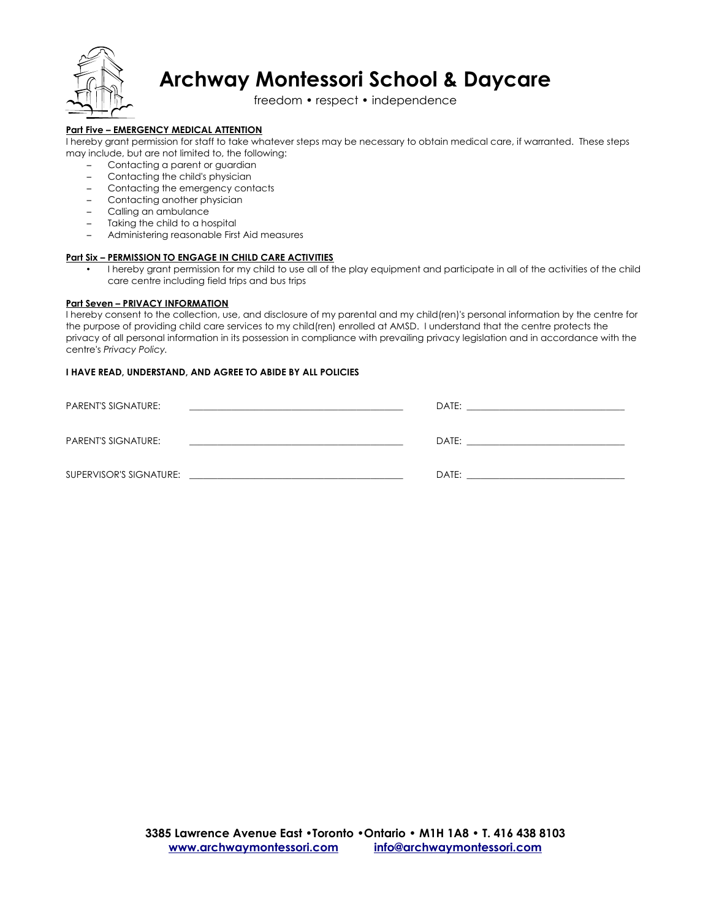# Archway Montessori School & Daycare

freedom • respect • independence

**Part Five – EMERGENCY MEDICAL ATTENTION**

I hereby grant permission for staff to take whatever steps may be necessary to obtain medical care, if warranted. These steps may include, but are not limited to, the following:

- Contacting a parent or guardian
- Contacting the child's physician
- Contacting the emergency contacts
- Contacting another physician
- Calling an ambulance
- Taking the child to a hospital
- Administering reasonable First Aid measures

**Part Six – PERMISSION TO ENGAGE IN CHILD CARE ACTIVITIES**

- I hereby grant permission for my child to use all of the play equipment and participate in all of the activities of the child care centre including field trips and bus trips

**Part Seven – PRIVACY INFORMATION**

I hereby consent to the collection, use, and disclosure of my parental and my child(ren)'s personal information by the centre for the purpose of providing child care services to my child(ren) enrolled at AMSD. I understand that the centre protects the privacy of all personal information in its possession in compliance with prevailing privacy legislation and in accordance with the centre's *Privacy Policy.*

**I HAVE READ, UNDERSTAND, AND AGREE TO ABIDE BY ALL POLICIES**

PARENT'S SIGNATURE: ______________________________ DATE: ______________________

PARENT'S SIGNATURE: ______________________________ DATE: ______________________

SUPERVISOR'S SIGNATURE: ______________________________ DATE: ______________________

**3385 Lawrence Avenue East •Toronto •Ontario • M1H 1A8 • T. 416 438 8103**
**www.archwaymontessori.com info@archwaymontessori.com**